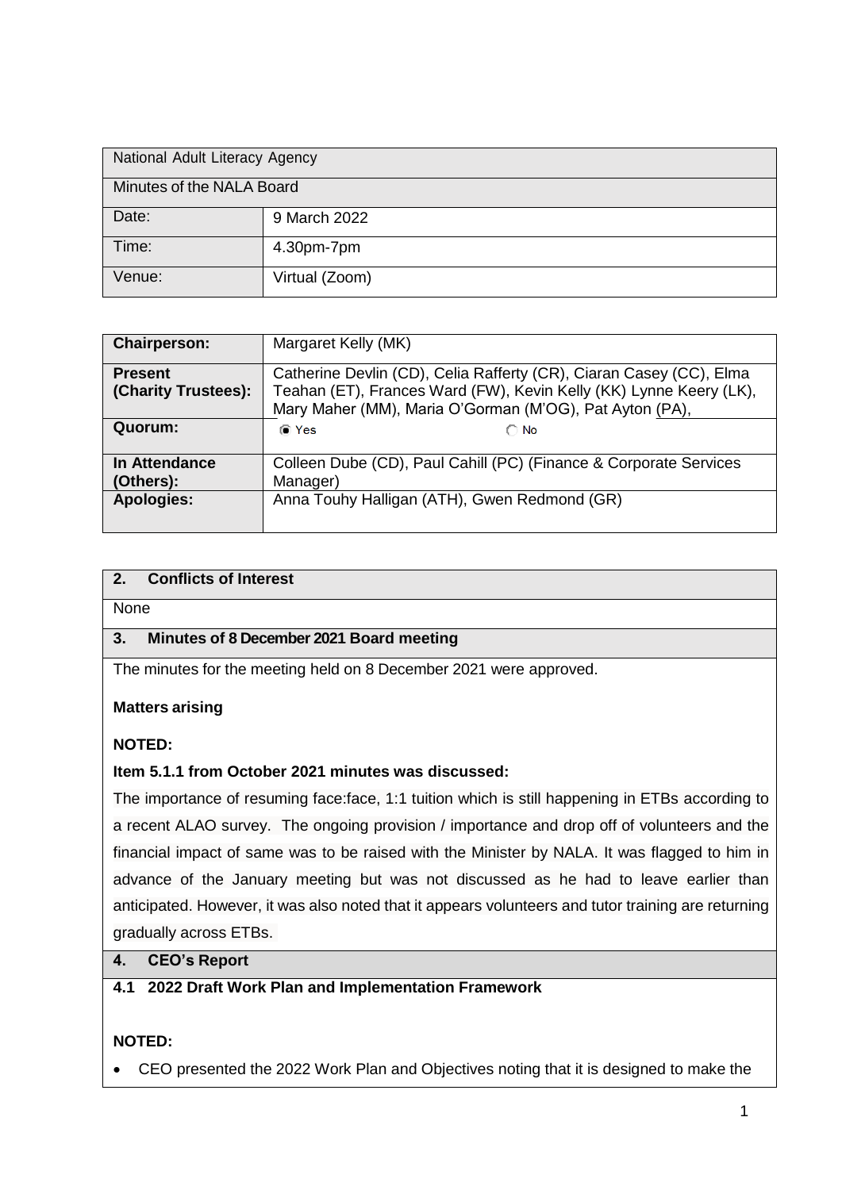| National Adult Literacy Agency | |
|---|---|
| Minutes of the NALA Board | |
| Date: | 9 March 2022 |
| Time: | 4.30pm-7pm |
| Venue: | Virtual (Zoom) |

| **Chairperson:** | Margaret Kelly (MK) |
|---|---|
| **Present (Charity Trustees):** | Catherine Devlin (CD), Celia Rafferty (CR), Ciaran Casey (CC), Elma Teahan (ET), Frances Ward (FW), Kevin Kelly (KK) Lynne Keery (LK), Mary Maher (MM), Maria O'Gorman (M'OG), Pat Ayton (PA), |
| **Quorum:** | ◉ Yes ○ No |
| **In Attendance (Others):** | Colleen Dube (CD), Paul Cahill (PC) (Finance & Corporate Services Manager) |
| **Apologies:** | Anna Touhy Halligan (ATH), Gwen Redmond (GR) |

## 2. Conflicts of Interest

None

## 3. Minutes of 8 December 2021 Board meeting

The minutes for the meeting held on 8 December 2021 were approved.

**Matters arising**

**NOTED:**

**Item 5.1.1 from October 2021 minutes was discussed:**

The importance of resuming face:face, 1:1 tuition which is still happening in ETBs according to a recent ALAO survey. The ongoing provision / importance and drop off of volunteers and the financial impact of same was to be raised with the Minister by NALA. It was flagged to him in advance of the January meeting but was not discussed as he had to leave earlier than anticipated. However, it was also noted that it appears volunteers and tutor training are returning gradually across ETBs.

## 4. CEO's Report

### 4.1 2022 Draft Work Plan and Implementation Framework

**NOTED:**

- CEO presented the 2022 Work Plan and Objectives noting that it is designed to make the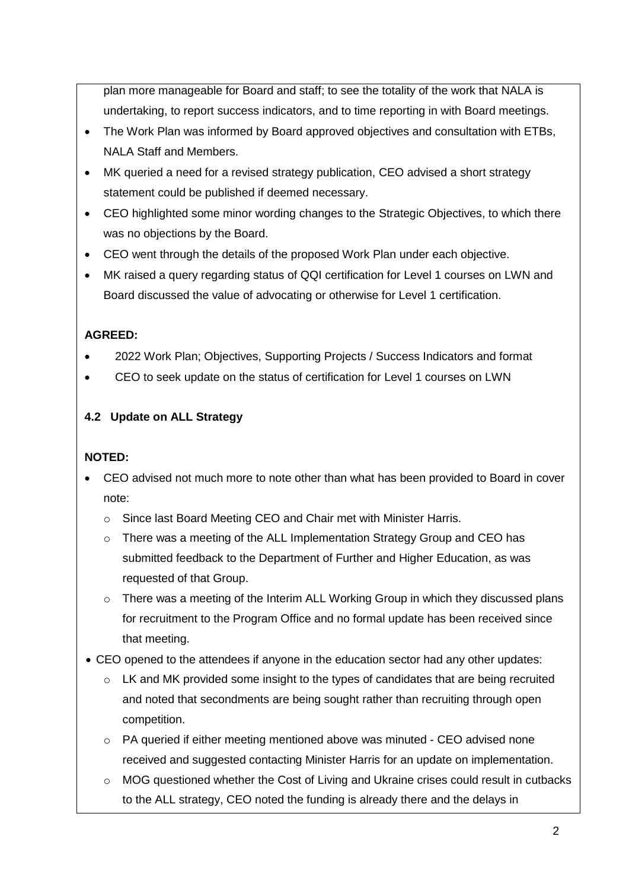plan more manageable for Board and staff; to see the totality of the work that NALA is undertaking, to report success indicators, and to time reporting in with Board meetings.

- The Work Plan was informed by Board approved objectives and consultation with ETBs, NALA Staff and Members.
- MK queried a need for a revised strategy publication, CEO advised a short strategy statement could be published if deemed necessary.
- CEO highlighted some minor wording changes to the Strategic Objectives, to which there was no objections by the Board.
- CEO went through the details of the proposed Work Plan under each objective.
- MK raised a query regarding status of QQI certification for Level 1 courses on LWN and Board discussed the value of advocating or otherwise for Level 1 certification.

**AGREED:**

- 2022 Work Plan; Objectives, Supporting Projects / Success Indicators and format
- CEO to seek update on the status of certification for Level 1 courses on LWN

**4.2 Update on ALL Strategy**

**NOTED:**

- CEO advised not much more to note other than what has been provided to Board in cover note:
  - Since last Board Meeting CEO and Chair met with Minister Harris.
  - There was a meeting of the ALL Implementation Strategy Group and CEO has submitted feedback to the Department of Further and Higher Education, as was requested of that Group.
  - There was a meeting of the Interim ALL Working Group in which they discussed plans for recruitment to the Program Office and no formal update has been received since that meeting.
- CEO opened to the attendees if anyone in the education sector had any other updates:
  - LK and MK provided some insight to the types of candidates that are being recruited and noted that secondments are being sought rather than recruiting through open competition.
  - PA queried if either meeting mentioned above was minuted - CEO advised none received and suggested contacting Minister Harris for an update on implementation.
  - MOG questioned whether the Cost of Living and Ukraine crises could result in cutbacks to the ALL strategy, CEO noted the funding is already there and the delays in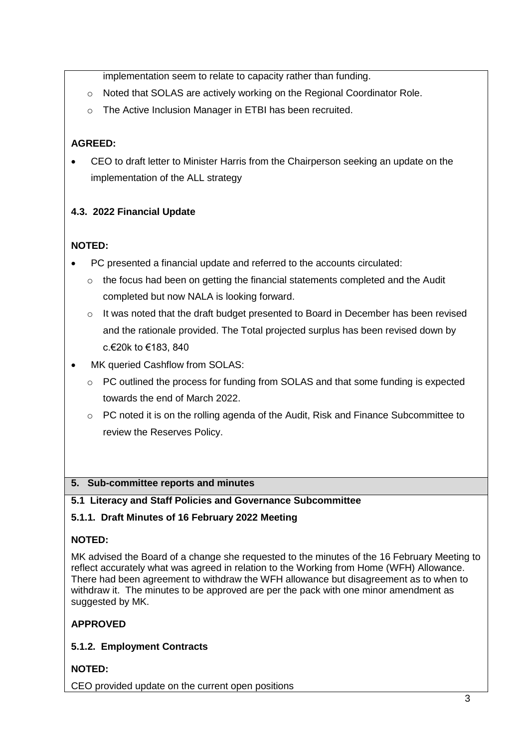implementation seem to relate to capacity rather than funding.

- Noted that SOLAS are actively working on the Regional Coordinator Role.
- The Active Inclusion Manager in ETBI has been recruited.

**AGREED:**

- CEO to draft letter to Minister Harris from the Chairperson seeking an update on the implementation of the ALL strategy

**4.3. 2022 Financial Update**

**NOTED:**

- PC presented a financial update and referred to the accounts circulated:
  - the focus had been on getting the financial statements completed and the Audit completed but now NALA is looking forward.
  - It was noted that the draft budget presented to Board in December has been revised and the rationale provided. The Total projected surplus has been revised down by c.€20k to €183, 840
- MK queried Cashflow from SOLAS:
  - PC outlined the process for funding from SOLAS and that some funding is expected towards the end of March 2022.
  - PC noted it is on the rolling agenda of the Audit, Risk and Finance Subcommittee to review the Reserves Policy.

## 5. Sub-committee reports and minutes

### 5.1 Literacy and Staff Policies and Governance Subcommittee

**5.1.1. Draft Minutes of 16 February 2022 Meeting**

**NOTED:**

MK advised the Board of a change she requested to the minutes of the 16 February Meeting to reflect accurately what was agreed in relation to the Working from Home (WFH) Allowance. There had been agreement to withdraw the WFH allowance but disagreement as to when to withdraw it. The minutes to be approved are per the pack with one minor amendment as suggested by MK.

**APPROVED**

**5.1.2. Employment Contracts**

**NOTED:**

CEO provided update on the current open positions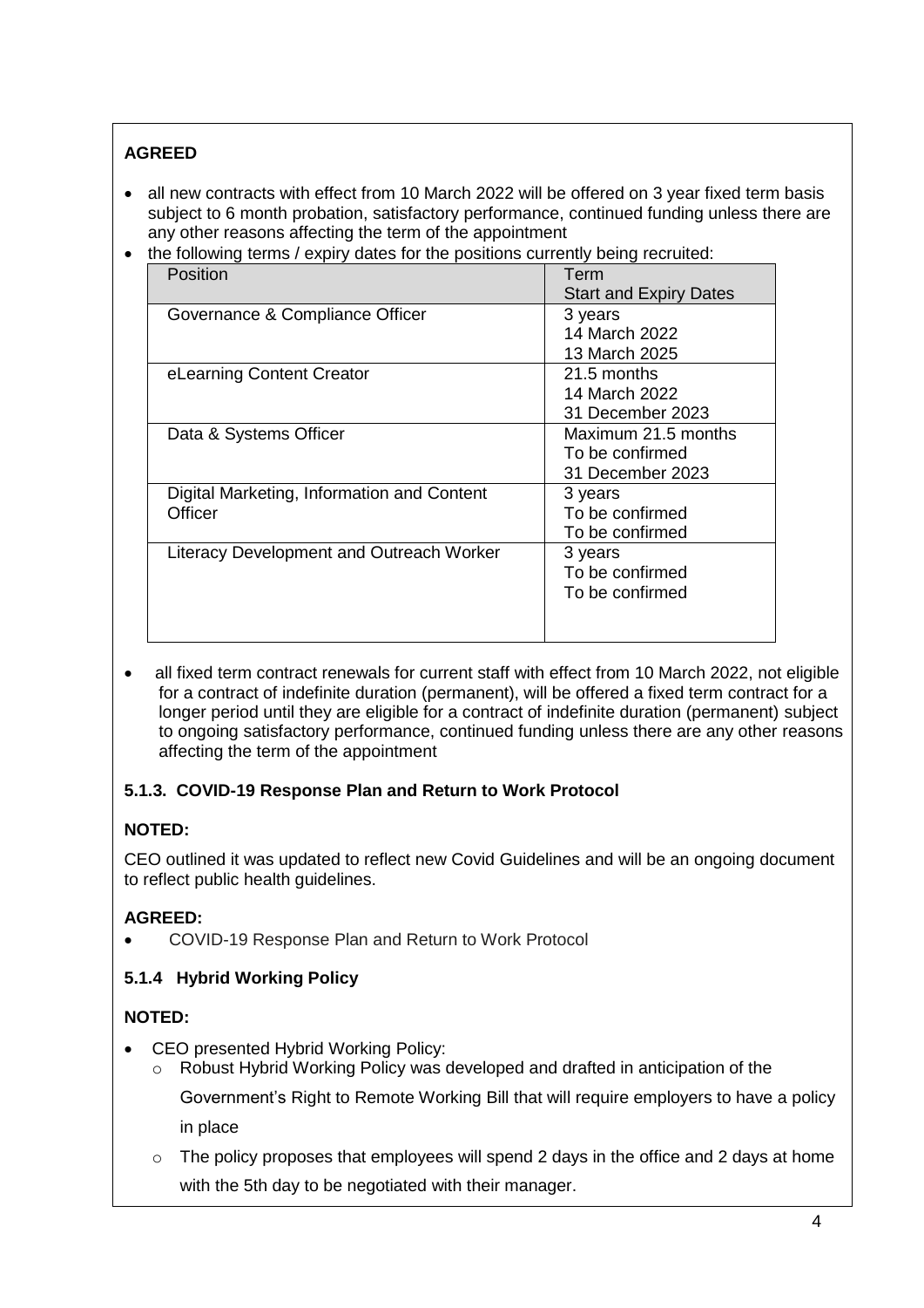**AGREED**

- all new contracts with effect from 10 March 2022 will be offered on 3 year fixed term basis subject to 6 month probation, satisfactory performance, continued funding unless there are any other reasons affecting the term of the appointment
- the following terms / expiry dates for the positions currently being recruited:

| Position | Term<br>Start and Expiry Dates |
|---|---|
| Governance & Compliance Officer | 3 years<br>14 March 2022<br>13 March 2025 |
| eLearning Content Creator | 21.5 months<br>14 March 2022<br>31 December 2023 |
| Data & Systems Officer | Maximum 21.5 months<br>To be confirmed<br>31 December 2023 |
| Digital Marketing, Information and Content Officer | 3 years<br>To be confirmed<br>To be confirmed |
| Literacy Development and Outreach Worker | 3 years<br>To be confirmed<br>To be confirmed |

- all fixed term contract renewals for current staff with effect from 10 March 2022, not eligible for a contract of indefinite duration (permanent), will be offered a fixed term contract for a longer period until they are eligible for a contract of indefinite duration (permanent) subject to ongoing satisfactory performance, continued funding unless there are any other reasons affecting the term of the appointment

### 5.1.3. COVID-19 Response Plan and Return to Work Protocol

**NOTED:**

CEO outlined it was updated to reflect new Covid Guidelines and will be an ongoing document to reflect public health guidelines.

**AGREED:**

- COVID-19 Response Plan and Return to Work Protocol

### 5.1.4 Hybrid Working Policy

**NOTED:**

- CEO presented Hybrid Working Policy:
  - Robust Hybrid Working Policy was developed and drafted in anticipation of the Government's Right to Remote Working Bill that will require employers to have a policy in place
  - The policy proposes that employees will spend 2 days in the office and 2 days at home with the 5th day to be negotiated with their manager.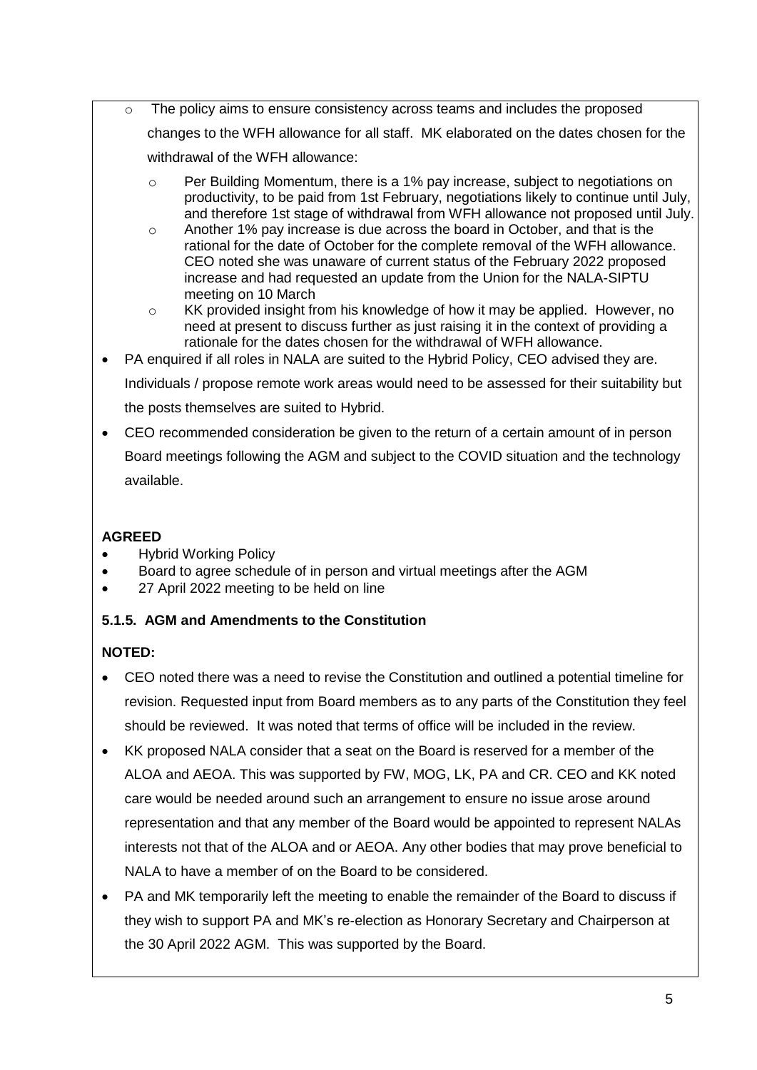- The policy aims to ensure consistency across teams and includes the proposed changes to the WFH allowance for all staff. MK elaborated on the dates chosen for the withdrawal of the WFH allowance:
    - Per Building Momentum, there is a 1% pay increase, subject to negotiations on productivity, to be paid from 1st February, negotiations likely to continue until July, and therefore 1st stage of withdrawal from WFH allowance not proposed until July.
    - Another 1% pay increase is due across the board in October, and that is the rational for the date of October for the complete removal of the WFH allowance. CEO noted she was unaware of current status of the February 2022 proposed increase and had requested an update from the Union for the NALA-SIPTU meeting on 10 March
    - KK provided insight from his knowledge of how it may be applied. However, no need at present to discuss further as just raising it in the context of providing a rationale for the dates chosen for the withdrawal of WFH allowance.
- PA enquired if all roles in NALA are suited to the Hybrid Policy, CEO advised they are. Individuals / propose remote work areas would need to be assessed for their suitability but the posts themselves are suited to Hybrid.
- CEO recommended consideration be given to the return of a certain amount of in person Board meetings following the AGM and subject to the COVID situation and the technology available.

**AGREED**

- Hybrid Working Policy
- Board to agree schedule of in person and virtual meetings after the AGM
- 27 April 2022 meeting to be held on line

**5.1.5. AGM and Amendments to the Constitution**

**NOTED:**

- CEO noted there was a need to revise the Constitution and outlined a potential timeline for revision. Requested input from Board members as to any parts of the Constitution they feel should be reviewed. It was noted that terms of office will be included in the review.
- KK proposed NALA consider that a seat on the Board is reserved for a member of the ALOA and AEOA. This was supported by FW, MOG, LK, PA and CR. CEO and KK noted care would be needed around such an arrangement to ensure no issue arose around representation and that any member of the Board would be appointed to represent NALAs interests not that of the ALOA and or AEOA. Any other bodies that may prove beneficial to NALA to have a member of on the Board to be considered.
- PA and MK temporarily left the meeting to enable the remainder of the Board to discuss if they wish to support PA and MK's re-election as Honorary Secretary and Chairperson at the 30 April 2022 AGM. This was supported by the Board.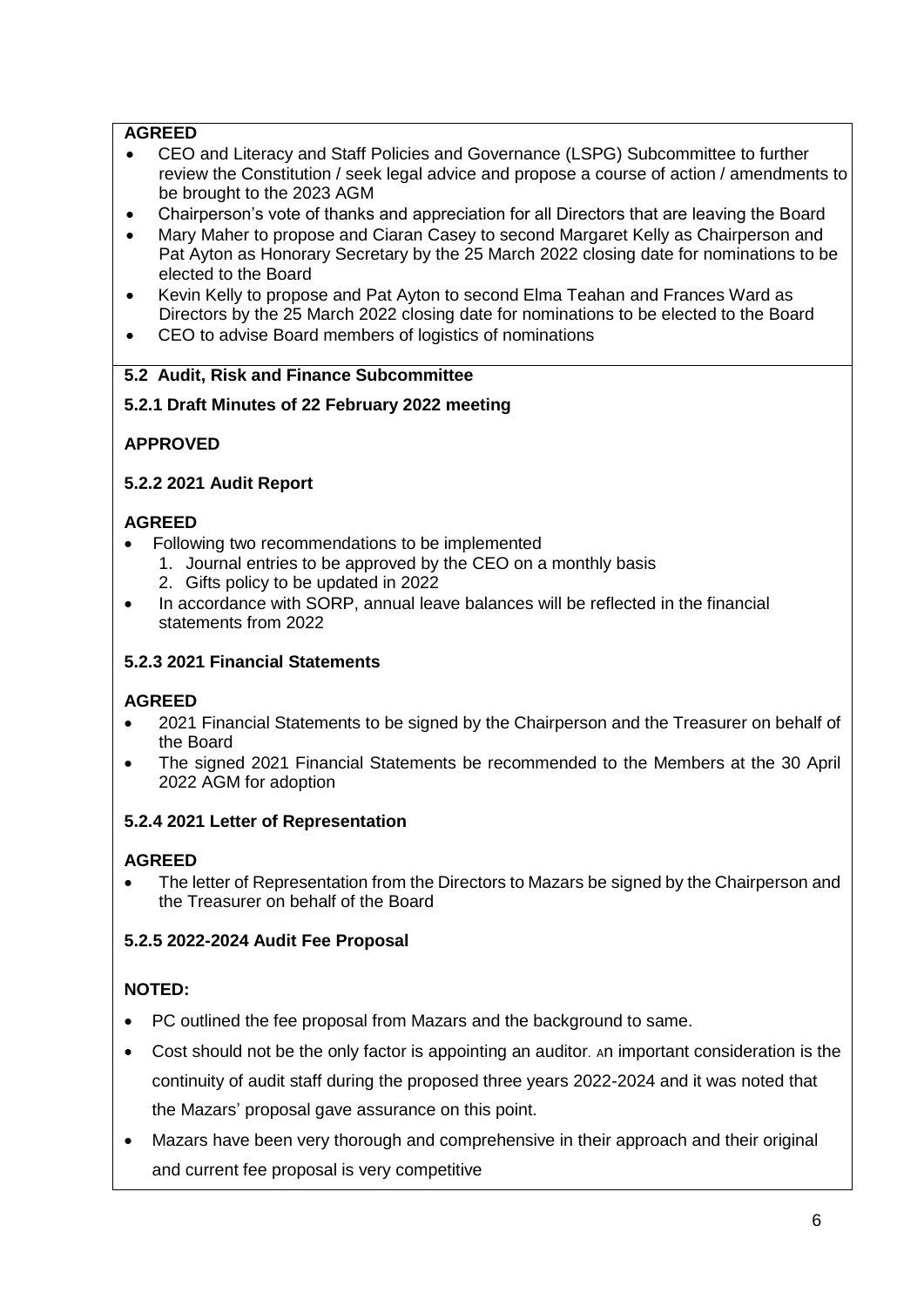**AGREED**

- CEO and Literacy and Staff Policies and Governance (LSPG) Subcommittee to further review the Constitution / seek legal advice and propose a course of action / amendments to be brought to the 2023 AGM
- Chairperson's vote of thanks and appreciation for all Directors that are leaving the Board
- Mary Maher to propose and Ciaran Casey to second Margaret Kelly as Chairperson and Pat Ayton as Honorary Secretary by the 25 March 2022 closing date for nominations to be elected to the Board
- Kevin Kelly to propose and Pat Ayton to second Elma Teahan and Frances Ward as Directors by the 25 March 2022 closing date for nominations to be elected to the Board
- CEO to advise Board members of logistics of nominations

**5.2 Audit, Risk and Finance Subcommittee**

**5.2.1 Draft Minutes of 22 February 2022 meeting**

**APPROVED**

**5.2.2 2021 Audit Report**

**AGREED**

- Following two recommendations to be implemented
  1. Journal entries to be approved by the CEO on a monthly basis
  2. Gifts policy to be updated in 2022
- In accordance with SORP, annual leave balances will be reflected in the financial statements from 2022

**5.2.3 2021 Financial Statements**

**AGREED**

- 2021 Financial Statements to be signed by the Chairperson and the Treasurer on behalf of the Board
- The signed 2021 Financial Statements be recommended to the Members at the 30 April 2022 AGM for adoption

**5.2.4 2021 Letter of Representation**

**AGREED**

- The letter of Representation from the Directors to Mazars be signed by the Chairperson and the Treasurer on behalf of the Board

**5.2.5 2022-2024 Audit Fee Proposal**

**NOTED:**

- PC outlined the fee proposal from Mazars and the background to same.
- Cost should not be the only factor is appointing an auditor. An important consideration is the continuity of audit staff during the proposed three years 2022-2024 and it was noted that the Mazars' proposal gave assurance on this point.
- Mazars have been very thorough and comprehensive in their approach and their original and current fee proposal is very competitive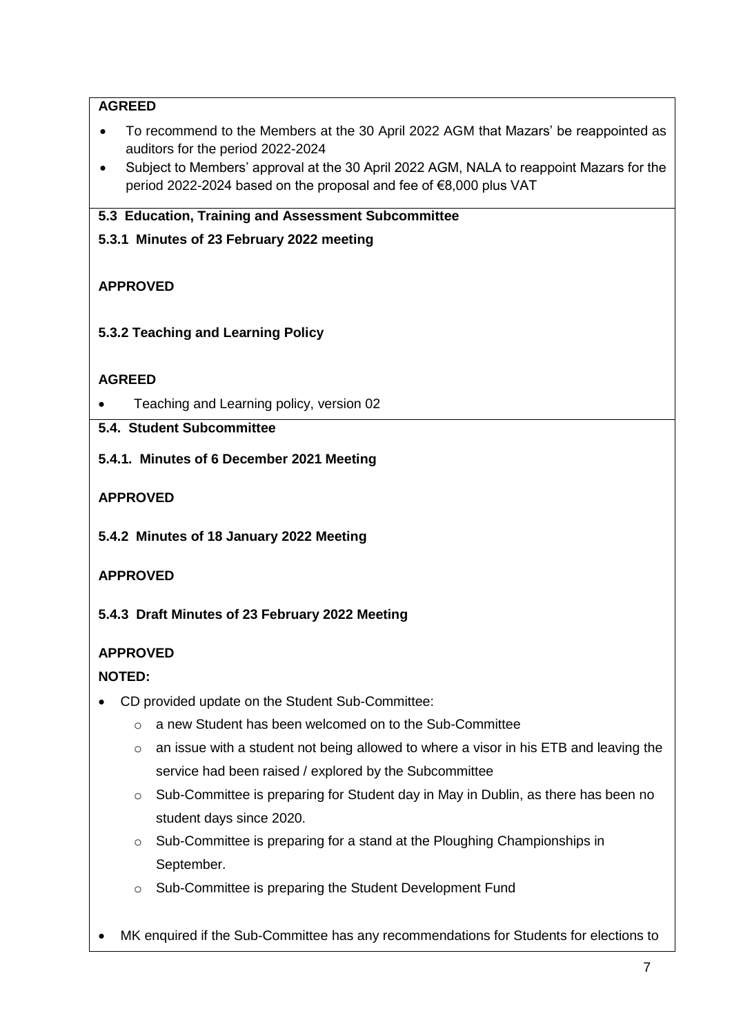**AGREED**

- To recommend to the Members at the 30 April 2022 AGM that Mazars' be reappointed as auditors for the period 2022-2024
- Subject to Members' approval at the 30 April 2022 AGM, NALA to reappoint Mazars for the period 2022-2024 based on the proposal and fee of €8,000 plus VAT

**5.3 Education, Training and Assessment Subcommittee**

**5.3.1 Minutes of 23 February 2022 meeting**

**APPROVED**

**5.3.2 Teaching and Learning Policy**

**AGREED**

- Teaching and Learning policy, version 02

**5.4. Student Subcommittee**

**5.4.1. Minutes of 6 December 2021 Meeting**

**APPROVED**

**5.4.2 Minutes of 18 January 2022 Meeting**

**APPROVED**

**5.4.3 Draft Minutes of 23 February 2022 Meeting**

**APPROVED**

**NOTED:**

- CD provided update on the Student Sub-Committee:
  - a new Student has been welcomed on to the Sub-Committee
  - an issue with a student not being allowed to where a visor in his ETB and leaving the service had been raised / explored by the Subcommittee
  - Sub-Committee is preparing for Student day in May in Dublin, as there has been no student days since 2020.
  - Sub-Committee is preparing for a stand at the Ploughing Championships in September.
  - Sub-Committee is preparing the Student Development Fund
- MK enquired if the Sub-Committee has any recommendations for Students for elections to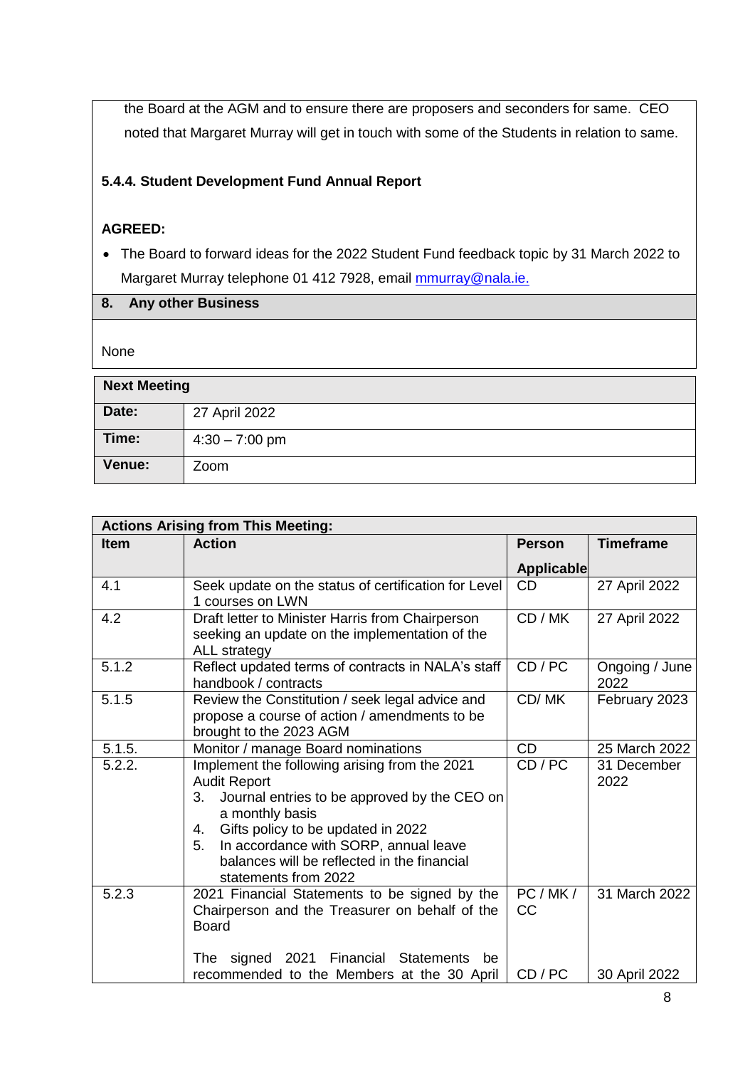the Board at the AGM and to ensure there are proposers and seconders for same. CEO noted that Margaret Murray will get in touch with some of the Students in relation to same.

#### 5.4.4. Student Development Fund Annual Report

**AGREED:**

- The Board to forward ideas for the 2022 Student Fund feedback topic by 31 March 2022 to Margaret Murray telephone 01 412 7928, email mmurray@nala.ie.

## 8. Any other Business

None

| Next Meeting | |
|---|---|
| **Date:** | 27 April 2022 |
| **Time:** | 4:30 – 7:00 pm |
| **Venue:** | Zoom |

**Actions Arising from This Meeting:**

| Item | Action | Person Applicable | Timeframe |
|---|---|---|---|
| 4.1 | Seek update on the status of certification for Level 1 courses on LWN | CD | 27 April 2022 |
| 4.2 | Draft letter to Minister Harris from Chairperson seeking an update on the implementation of the ALL strategy | CD / MK | 27 April 2022 |
| 5.1.2 | Reflect updated terms of contracts in NALA's staff handbook / contracts | CD / PC | Ongoing / June 2022 |
| 5.1.5 | Review the Constitution / seek legal advice and propose a course of action / amendments to be brought to the 2023 AGM | CD/ MK | February 2023 |
| 5.1.5. | Monitor / manage Board nominations | CD | 25 March 2022 |
| 5.2.2. | Implement the following arising from the 2021 Audit Report<br>3. Journal entries to be approved by the CEO on a monthly basis<br>4. Gifts policy to be updated in 2022<br>5. In accordance with SORP, annual leave balances will be reflected in the financial statements from 2022 | CD / PC | 31 December 2022 |
| 5.2.3 | 2021 Financial Statements to be signed by the Chairperson and the Treasurer on behalf of the Board<br><br>The signed 2021 Financial Statements be recommended to the Members at the 30 April | PC / MK / CC<br><br>CD / PC | 31 March 2022<br><br>30 April 2022 |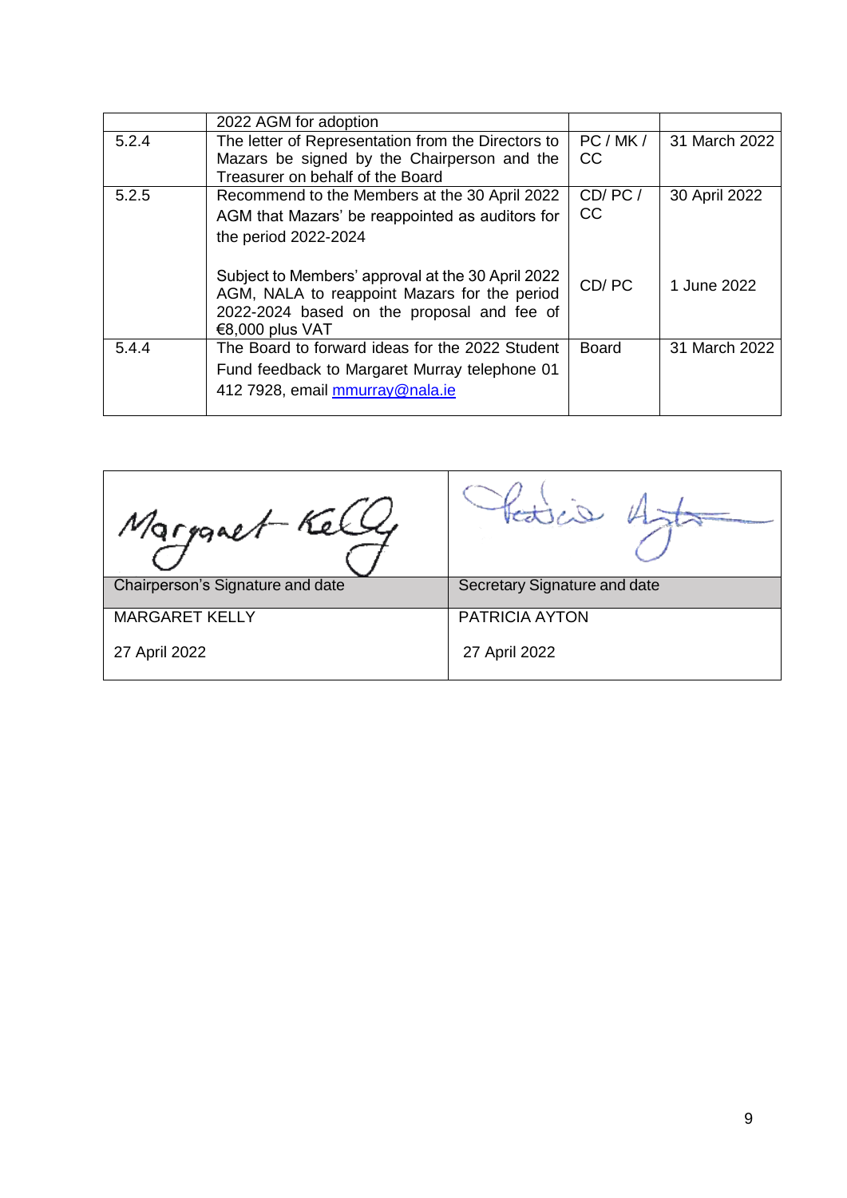| | | | |
|---|---|---|---|
| | 2022 AGM for adoption | | |
| 5.2.4 | The letter of Representation from the Directors to Mazars be signed by the Chairperson and the Treasurer on behalf of the Board | PC / MK / CC | 31 March 2022 |
| 5.2.5 | Recommend to the Members at the 30 April 2022 AGM that Mazars' be reappointed as auditors for the period 2022-2024<br><br>Subject to Members' approval at the 30 April 2022 AGM, NALA to reappoint Mazars for the period 2022-2024 based on the proposal and fee of €8,000 plus VAT | CD/ PC / CC<br><br>CD/ PC | 30 April 2022<br><br>1 June 2022 |
| 5.4.4 | The Board to forward ideas for the 2022 Student Fund feedback to Margaret Murray telephone 01 412 7928, email [mmurray@nala.ie](mailto:mmurray@nala.ie) | Board | 31 March 2022 |

| | |
|---|---|
| Margaret Kelly | Patricia Ayton |
| Chairperson's Signature and date | Secretary Signature and date |
| MARGARET KELLY<br><br>27 April 2022 | PATRICIA AYTON<br><br>27 April 2022 |